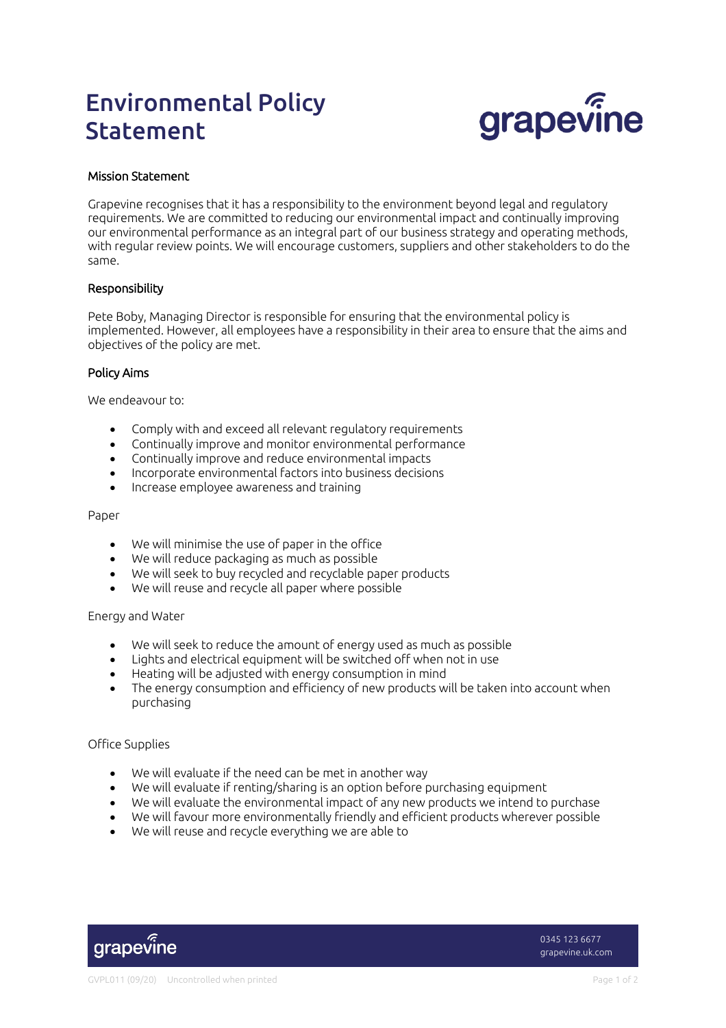# Environmental Policy Statement

## Mission Statement

Grapevine recognises that it has a responsibility to the environment beyond legal and regulatory requirements. We are committed to reducing our environmental impact and continually improving our environmental performance as an integral part of our business strategy and operating methods, with regular review points. We will encourage customers, suppliers and other stakeholders to do the same.

## Responsibility

Pete Boby, Managing Director is responsible for ensuring that the environmental policy is implemented. However, all employees have a responsibility in their area to ensure that the aims and objectives of the policy are met.

## Policy Aims

We endeavour to:

- Comply with and exceed all relevant regulatory requirements
- Continually improve and monitor environmental performance
- Continually improve and reduce environmental impacts
- Incorporate environmental factors into business decisions
- Increase employee awareness and training

### Paper

- We will minimise the use of paper in the office
- We will reduce packaging as much as possible
- We will seek to buy recycled and recyclable paper products
- We will reuse and recycle all paper where possible

### Energy and Water

- We will seek to reduce the amount of energy used as much as possible
- Lights and electrical equipment will be switched off when not in use
- Heating will be adjusted with energy consumption in mind
- The energy consumption and efficiency of new products will be taken into account when purchasing

### Office Supplies

- We will evaluate if the need can be met in another way
- We will evaluate if renting/sharing is an option before purchasing equipment
- We will evaluate the environmental impact of any new products we intend to purchase
- We will favour more environmentally friendly and efficient products wherever possible
- We will reuse and recycle everything we are able to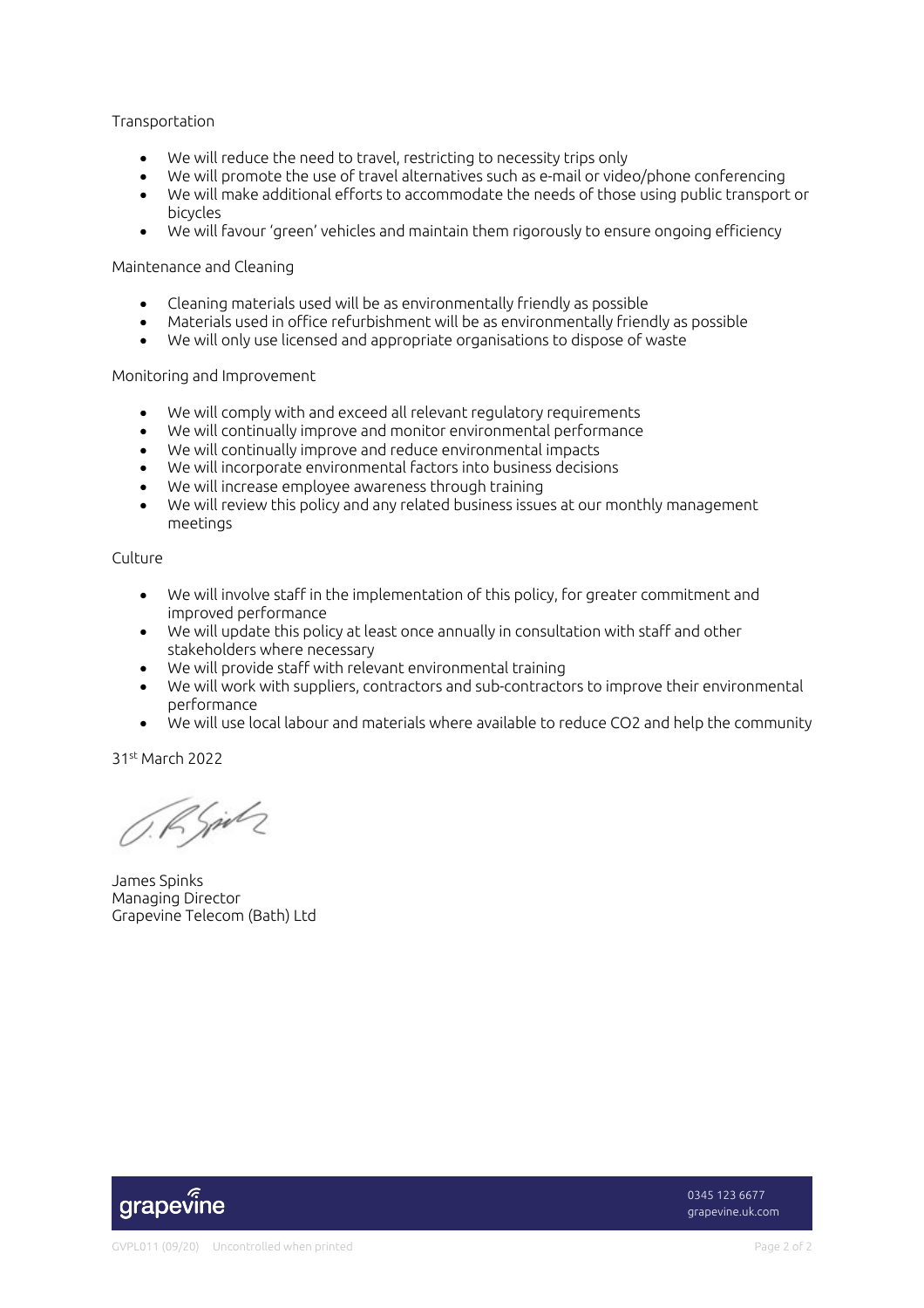Transportation

- We will reduce the need to travel, restricting to necessity trips only
- We will promote the use of travel alternatives such as e-mail or video/phone conferencing
- We will make additional efforts to accommodate the needs of those using public transport or bicycles
- We will favour 'green' vehicles and maintain them rigorously to ensure ongoing efficiency

Maintenance and Cleaning

- Cleaning materials used will be as environmentally friendly as possible
- Materials used in office refurbishment will be as environmentally friendly as possible
- We will only use licensed and appropriate organisations to dispose of waste

Monitoring and Improvement

- We will comply with and exceed all relevant regulatory requirements
- We will continually improve and monitor environmental performance
- We will continually improve and reduce environmental impacts
- We will incorporate environmental factors into business decisions
- We will increase employee awareness through training
- We will review this policy and any related business issues at our monthly management meetings

Culture

- We will involve staff in the implementation of this policy, for greater commitment and improved performance
- We will update this policy at least once annually in consultation with staff and other stakeholders where necessary
- We will provide staff with relevant environmental training
- We will work with suppliers, contractors and sub-contractors to improve their environmental performance
- We will use local labour and materials where available to reduce $CO_2$ and help the community

31st March 2022

James Spinks
Managing Director
Grapevine Telecom (Bath) Ltd

grapevine

0345 123 6677
grapevine.uk.com

GVPL011 (09/20) Uncontrolled when printed